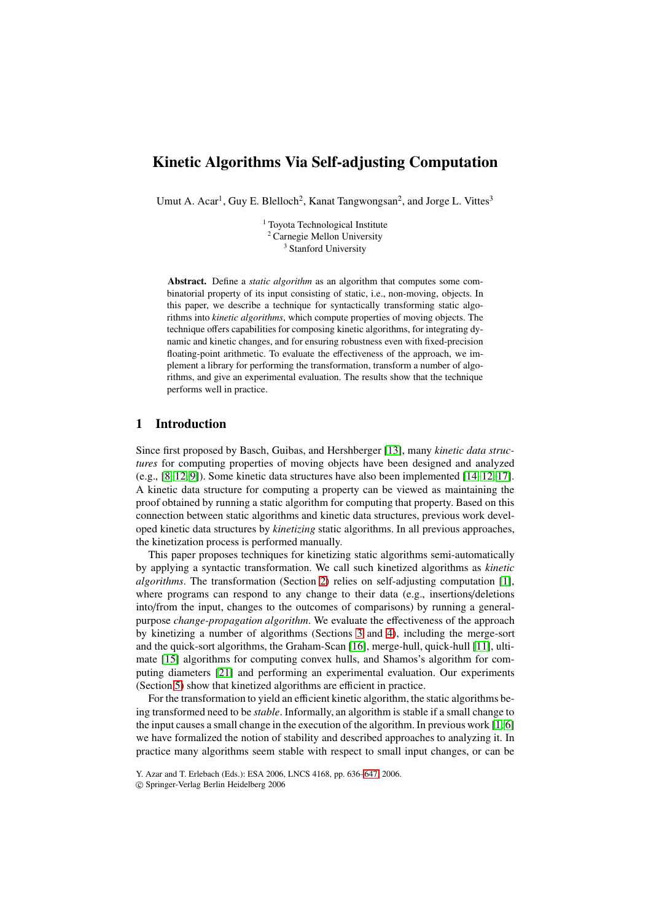# Kinetic Algorithms Via Self-adjusting Computation

Umut A. Acar[1], Guy E. Blelloch[2], Kanat Tangwongsan[2], and Jorge L. Vittes[3]

[1] Toyota Technological Institute
[2] Carnegie Mellon University
[3] Stanford University

**Abstract.** Define a *static algorithm* as an algorithm that computes some combinatorial property of its input consisting of static, i.e., non-moving, objects. In this paper, we describe a technique for syntactically transforming static algorithms into *kinetic algorithms*, which compute properties of moving objects. The technique offers capabilities for composing kinetic algorithms, for integrating dynamic and kinetic changes, and for ensuring robustness even with fixed-precision floating-point arithmetic. To evaluate the effectiveness of the approach, we implement a library for performing the transformation, transform a number of algorithms, and give an experimental evaluation. The results show that the technique performs well in practice.

## 1 Introduction

Since first proposed by Basch, Guibas, and Hershberger [13], many *kinetic data structures* for computing properties of moving objects have been designed and analyzed (e.g., [8,12,9]). Some kinetic data structures have also been implemented [14,12,17]. A kinetic data structure for computing a property can be viewed as maintaining the proof obtained by running a static algorithm for computing that property. Based on this connection between static algorithms and kinetic data structures, previous work developed kinetic data structures by *kinetizing* static algorithms. In all previous approaches, the kinetization process is performed manually.

This paper proposes techniques for kinetizing static algorithms semi-automatically by applying a syntactic transformation. We call such kinetized algorithms as *kinetic algorithms*. The transformation (Section 2) relies on self-adjusting computation [1], where programs can respond to any change to their data (e.g., insertions/deletions into/from the input, changes to the outcomes of comparisons) by running a general-purpose *change-propagation algorithm*. We evaluate the effectiveness of the approach by kinetizing a number of algorithms (Sections 3 and 4), including the merge-sort and the quick-sort algorithms, the Graham-Scan [16], merge-hull, quick-hull [11], ultimate [15] algorithms for computing convex hulls, and Shamos's algorithm for computing diameters [21] and performing an experimental evaluation. Our experiments (Section 5) show that kinetized algorithms are efficient in practice.

For the transformation to yield an efficient kinetic algorithm, the static algorithms being transformed need to be *stable*. Informally, an algorithm is stable if a small change to the input causes a small change in the execution of the algorithm. In previous work [1,6] we have formalized the notion of stability and described approaches to analyzing it. In practice many algorithms seem stable with respect to small input changes, or can be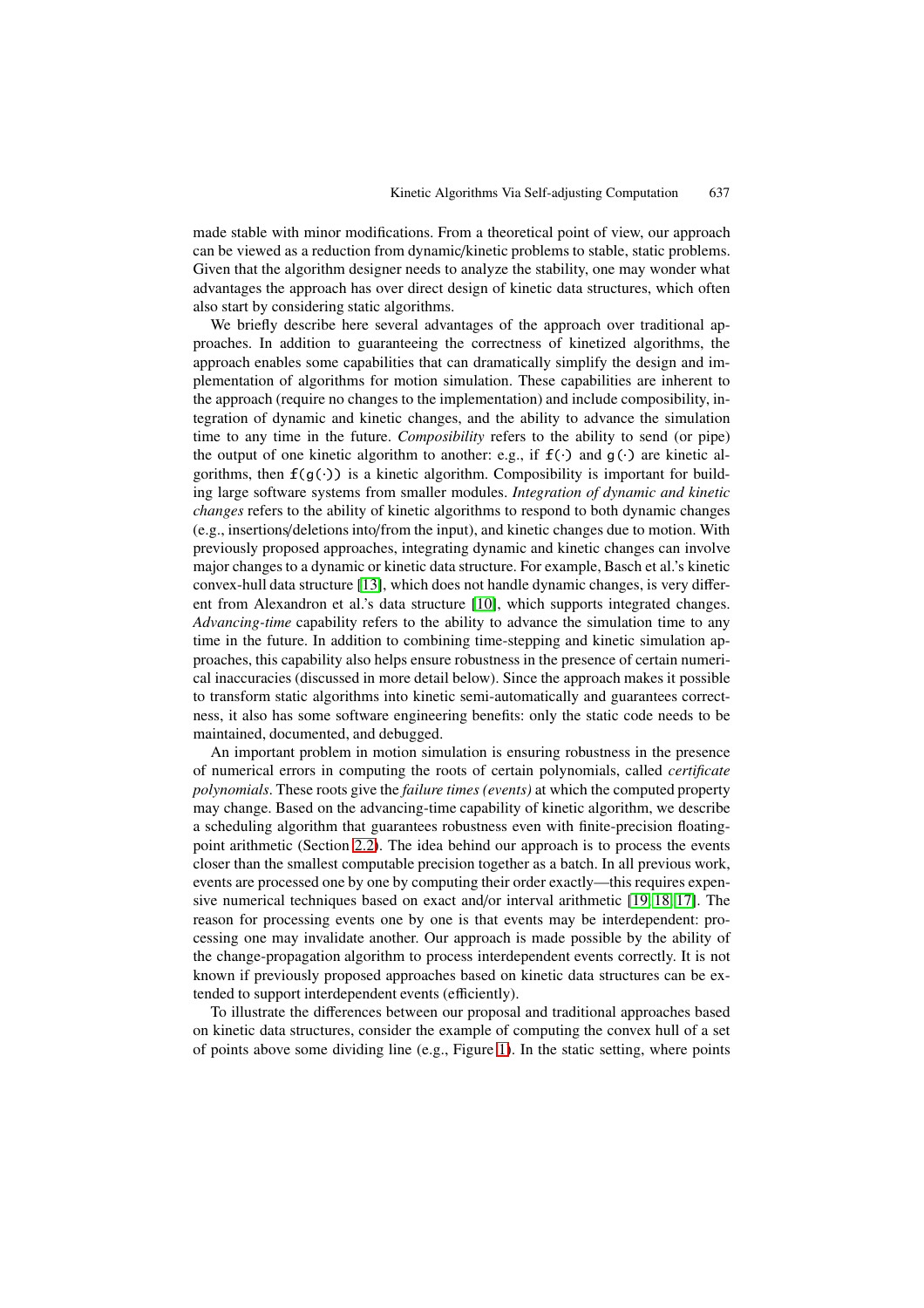made stable with minor modifications. From a theoretical point of view, our approach can be viewed as a reduction from dynamic/kinetic problems to stable, static problems. Given that the algorithm designer needs to analyze the stability, one may wonder what advantages the approach has over direct design of kinetic data structures, which often also start by considering static algorithms.

We briefly describe here several advantages of the approach over traditional approaches. In addition to guaranteeing the correctness of kinetized algorithms, the approach enables some capabilities that can dramatically simplify the design and implementation of algorithms for motion simulation. These capabilities are inherent to the approach (require no changes to the implementation) and include composibility, integration of dynamic and kinetic changes, and the ability to advance the simulation time to any time in the future. *Composibility* refers to the ability to send (or pipe) the output of one kinetic algorithm to another: e.g., if `f(·)` and `g(·)` are kinetic algorithms, then `f(g(·))` is a kinetic algorithm. Composibility is important for building large software systems from smaller modules. *Integration of dynamic and kinetic changes* refers to the ability of kinetic algorithms to respond to both dynamic changes (e.g., insertions/deletions into/from the input), and kinetic changes due to motion. With previously proposed approaches, integrating dynamic and kinetic changes can involve major changes to a dynamic or kinetic data structure. For example, Basch et al.'s kinetic convex-hull data structure [13], which does not handle dynamic changes, is very different from Alexandron et al.'s data structure [10], which supports integrated changes. *Advancing-time* capability refers to the ability to advance the simulation time to any time in the future. In addition to combining time-stepping and kinetic simulation approaches, this capability also helps ensure robustness in the presence of certain numerical inaccuracies (discussed in more detail below). Since the approach makes it possible to transform static algorithms into kinetic semi-automatically and guarantees correctness, it also has some software engineering benefits: only the static code needs to be maintained, documented, and debugged.

An important problem in motion simulation is ensuring robustness in the presence of numerical errors in computing the roots of certain polynomials, called *certificate polynomials*. These roots give the *failure times (events)* at which the computed property may change. Based on the advancing-time capability of kinetic algorithm, we describe a scheduling algorithm that guarantees robustness even with finite-precision floating-point arithmetic (Section 2.2). The idea behind our approach is to process the events closer than the smallest computable precision together as a batch. In all previous work, events are processed one by one by computing their order exactly—this requires expensive numerical techniques based on exact and/or interval arithmetic [19, 18, 17]. The reason for processing events one by one is that events may be interdependent: processing one may invalidate another. Our approach is made possible by the ability of the change-propagation algorithm to process interdependent events correctly. It is not known if previously proposed approaches based on kinetic data structures can be extended to support interdependent events (efficiently).

To illustrate the differences between our proposal and traditional approaches based on kinetic data structures, consider the example of computing the convex hull of a set of points above some dividing line (e.g., Figure 1). In the static setting, where points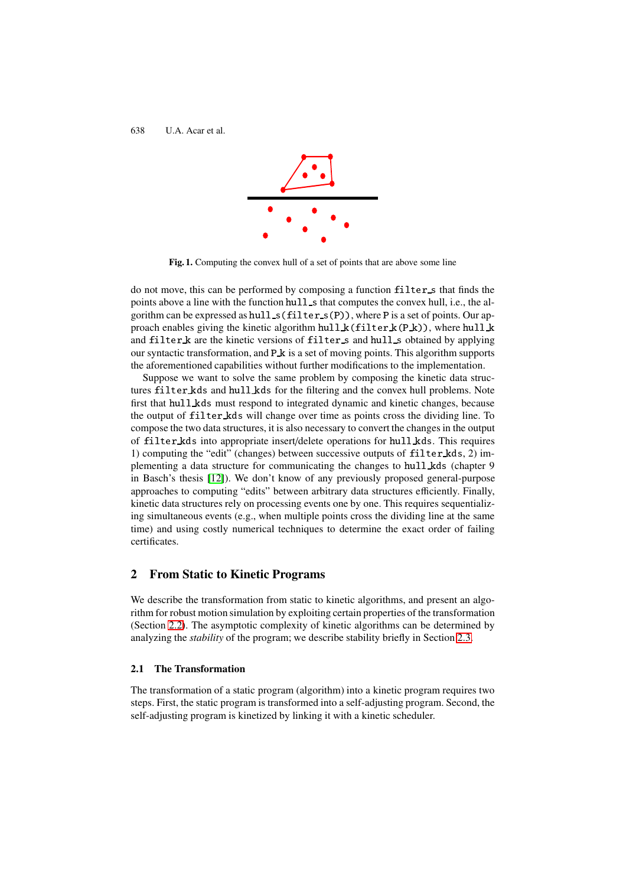Fig. 1. Computing the convex hull of a set of points that are above some line

do not move, this can be performed by composing a function `filter_s` that finds the points above a line with the function `hull_s` that computes the convex hull, i.e., the algorithm can be expressed as `hull_s(filter_s(P))`, where `P` is a set of points. Our approach enables giving the kinetic algorithm `hull_k(filter_k(P_k))`, where `hull_k` and `filter_k` are the kinetic versions of `filter_s` and `hull_s` obtained by applying our syntactic transformation, and `P_k` is a set of moving points. This algorithm supports the aforementioned capabilities without further modifications to the implementation.

Suppose we want to solve the same problem by composing the kinetic data structures `filter_kds` and `hull_kds` for the filtering and the convex hull problems. Note first that `hull_kds` must respond to integrated dynamic and kinetic changes, because the output of `filter_kds` will change over time as points cross the dividing line. To compose the two data structures, it is also necessary to convert the changes in the output of `filter_kds` into appropriate insert/delete operations for `hull_kds`. This requires 1) computing the "edit" (changes) between successive outputs of `filter_kds`, 2) implementing a data structure for communicating the changes to `hull_kds` (chapter 9 in Basch's thesis [12]). We don't know of any previously proposed general-purpose approaches to computing "edits" between arbitrary data structures efficiently. Finally, kinetic data structures rely on processing events one by one. This requires sequentializing simultaneous events (e.g., when multiple points cross the dividing line at the same time) and using costly numerical techniques to determine the exact order of failing certificates.

## 2 From Static to Kinetic Programs

We describe the transformation from static to kinetic algorithms, and present an algorithm for robust motion simulation by exploiting certain properties of the transformation (Section 2.2). The asymptotic complexity of kinetic algorithms can be determined by analyzing the *stability* of the program; we describe stability briefly in Section 2.3.

### 2.1 The Transformation

The transformation of a static program (algorithm) into a kinetic program requires two steps. First, the static program is transformed into a self-adjusting program. Second, the self-adjusting program is kinetized by linking it with a kinetic scheduler.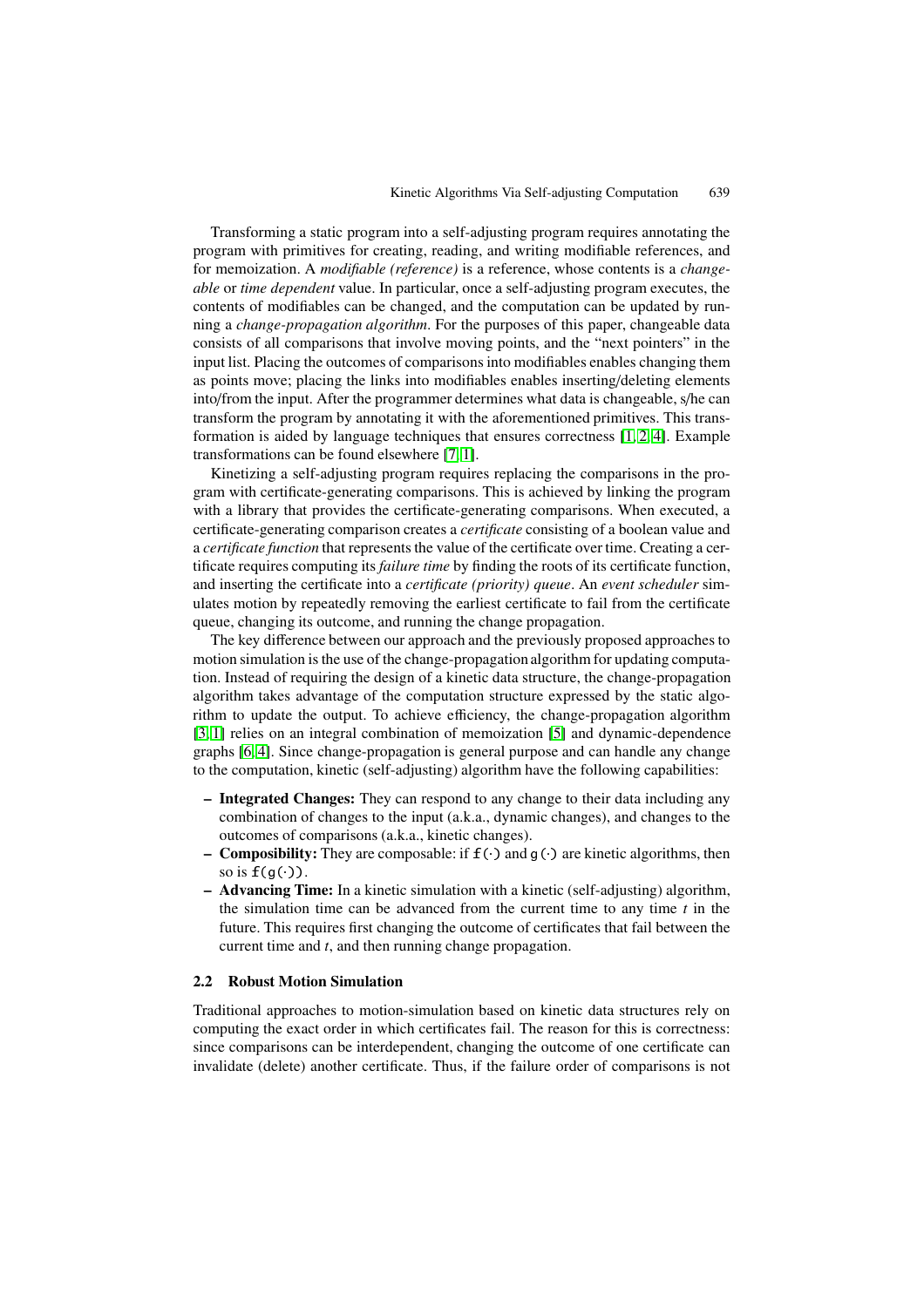Transforming a static program into a self-adjusting program requires annotating the program with primitives for creating, reading, and writing modifiable references, and for memoization. A *modifiable (reference)* is a reference, whose contents is a *changeable* or *time dependent* value. In particular, once a self-adjusting program executes, the contents of modifiables can be changed, and the computation can be updated by running a *change-propagation algorithm*. For the purposes of this paper, changeable data consists of all comparisons that involve moving points, and the "next pointers" in the input list. Placing the outcomes of comparisons into modifiables enables changing them as points move; placing the links into modifiables enables inserting/deleting elements into/from the input. After the programmer determines what data is changeable, s/he can transform the program by annotating it with the aforementioned primitives. This transformation is aided by language techniques that ensures correctness [1, 2, 4]. Example transformations can be found elsewhere [7, 1].

Kinetizing a self-adjusting program requires replacing the comparisons in the program with certificate-generating comparisons. This is achieved by linking the program with a library that provides the certificate-generating comparisons. When executed, a certificate-generating comparison creates a *certificate* consisting of a boolean value and a *certificate function* that represents the value of the certificate over time. Creating a certificate requires computing its *failure time* by finding the roots of its certificate function, and inserting the certificate into a *certificate (priority) queue*. An *event scheduler* simulates motion by repeatedly removing the earliest certificate to fail from the certificate queue, changing its outcome, and running the change propagation.

The key difference between our approach and the previously proposed approaches to motion simulation is the use of the change-propagation algorithm for updating computation. Instead of requiring the design of a kinetic data structure, the change-propagation algorithm takes advantage of the computation structure expressed by the static algorithm to update the output. To achieve efficiency, the change-propagation algorithm [3, 1] relies on an integral combination of memoization [5] and dynamic-dependence graphs [6, 4]. Since change-propagation is general purpose and can handle any change to the computation, kinetic (self-adjusting) algorithm have the following capabilities:

- **Integrated Changes:** They can respond to any change to their data including any combination of changes to the input (a.k.a., dynamic changes), and changes to the outcomes of comparisons (a.k.a., kinetic changes).
- **Composibility:** They are composable: if `f(·)` and `g(·)` are kinetic algorithms, then so is `f(g(·))`.
- **Advancing Time:** In a kinetic simulation with a kinetic (self-adjusting) algorithm, the simulation time can be advanced from the current time to any time $t$ in the future. This requires first changing the outcome of certificates that fail between the current time and $t$, and then running change propagation.

### 2.2 Robust Motion Simulation

Traditional approaches to motion-simulation based on kinetic data structures rely on computing the exact order in which certificates fail. The reason for this is correctness: since comparisons can be interdependent, changing the outcome of one certificate can invalidate (delete) another certificate. Thus, if the failure order of comparisons is not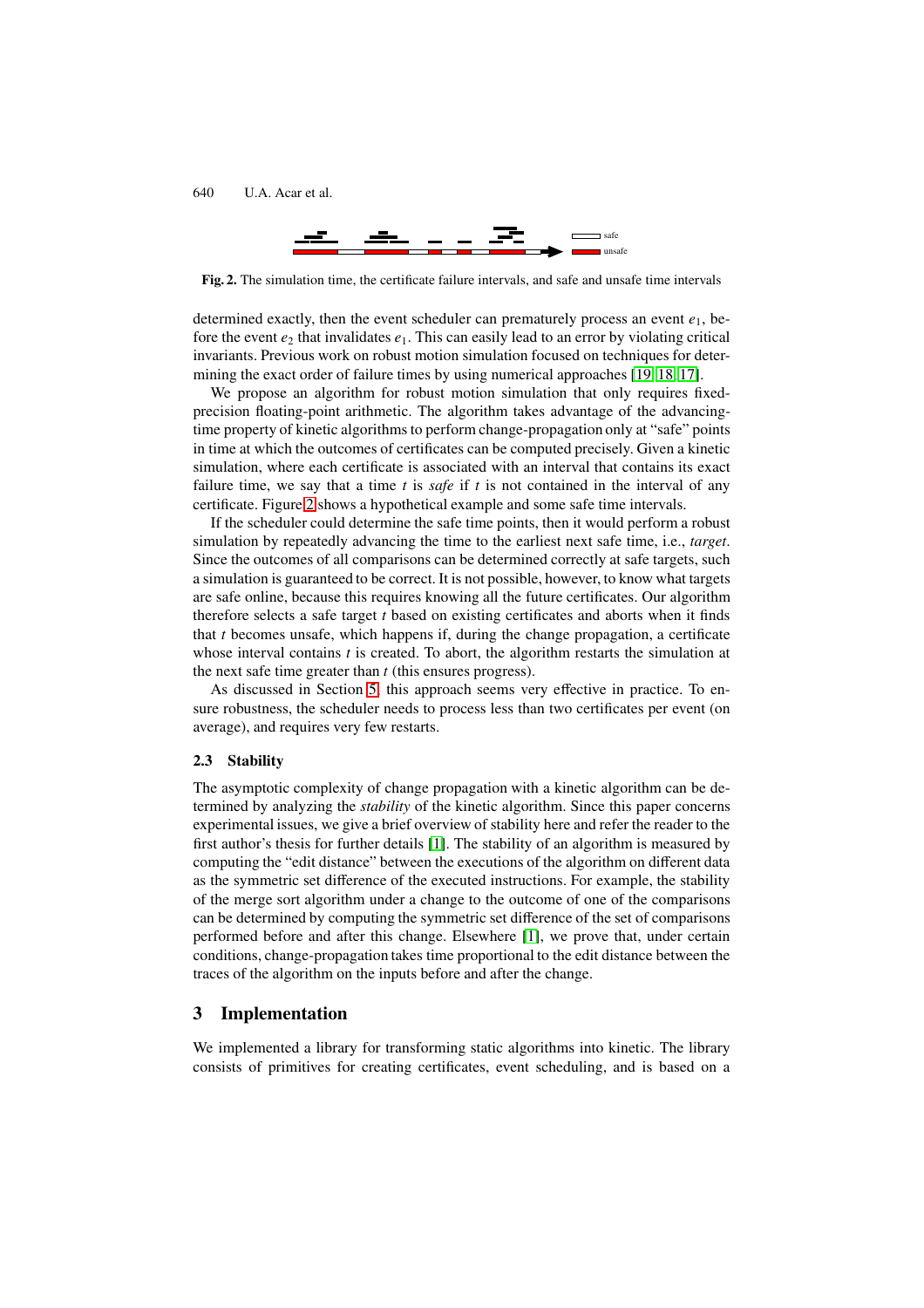Fig. 2. The simulation time, the certificate failure intervals, and safe and unsafe time intervals

determined exactly, then the event scheduler can prematurely process an event $e_1$, before the event $e_2$ that invalidates $e_1$. This can easily lead to an error by violating critical invariants. Previous work on robust motion simulation focused on techniques for determining the exact order of failure times by using numerical approaches [19, 18, 17].

We propose an algorithm for robust motion simulation that only requires fixed-precision floating-point arithmetic. The algorithm takes advantage of the advancing-time property of kinetic algorithms to perform change-propagation only at "safe" points in time at which the outcomes of certificates can be computed precisely. Given a kinetic simulation, where each certificate is associated with an interval that contains its exact failure time, we say that a time $t$ is *safe* if $t$ is not contained in the interval of any certificate. Figure 2 shows a hypothetical example and some safe time intervals.

If the scheduler could determine the safe time points, then it would perform a robust simulation by repeatedly advancing the time to the earliest next safe time, i.e., *target*. Since the outcomes of all comparisons can be determined correctly at safe targets, such a simulation is guaranteed to be correct. It is not possible, however, to know what targets are safe online, because this requires knowing all the future certificates. Our algorithm therefore selects a safe target $t$ based on existing certificates and aborts when it finds that $t$ becomes unsafe, which happens if, during the change propagation, a certificate whose interval contains $t$ is created. To abort, the algorithm restarts the simulation at the next safe time greater than $t$ (this ensures progress).

As discussed in Section 5, this approach seems very effective in practice. To ensure robustness, the scheduler needs to process less than two certificates per event (on average), and requires very few restarts.

### 2.3 Stability

The asymptotic complexity of change propagation with a kinetic algorithm can be determined by analyzing the *stability* of the kinetic algorithm. Since this paper concerns experimental issues, we give a brief overview of stability here and refer the reader to the first author's thesis for further details [1]. The stability of an algorithm is measured by computing the "edit distance" between the executions of the algorithm on different data as the symmetric set difference of the executed instructions. For example, the stability of the merge sort algorithm under a change to the outcome of one of the comparisons can be determined by computing the symmetric set difference of the set of comparisons performed before and after this change. Elsewhere [1], we prove that, under certain conditions, change-propagation takes time proportional to the edit distance between the traces of the algorithm on the inputs before and after the change.

## 3 Implementation

We implemented a library for transforming static algorithms into kinetic. The library consists of primitives for creating certificates, event scheduling, and is based on a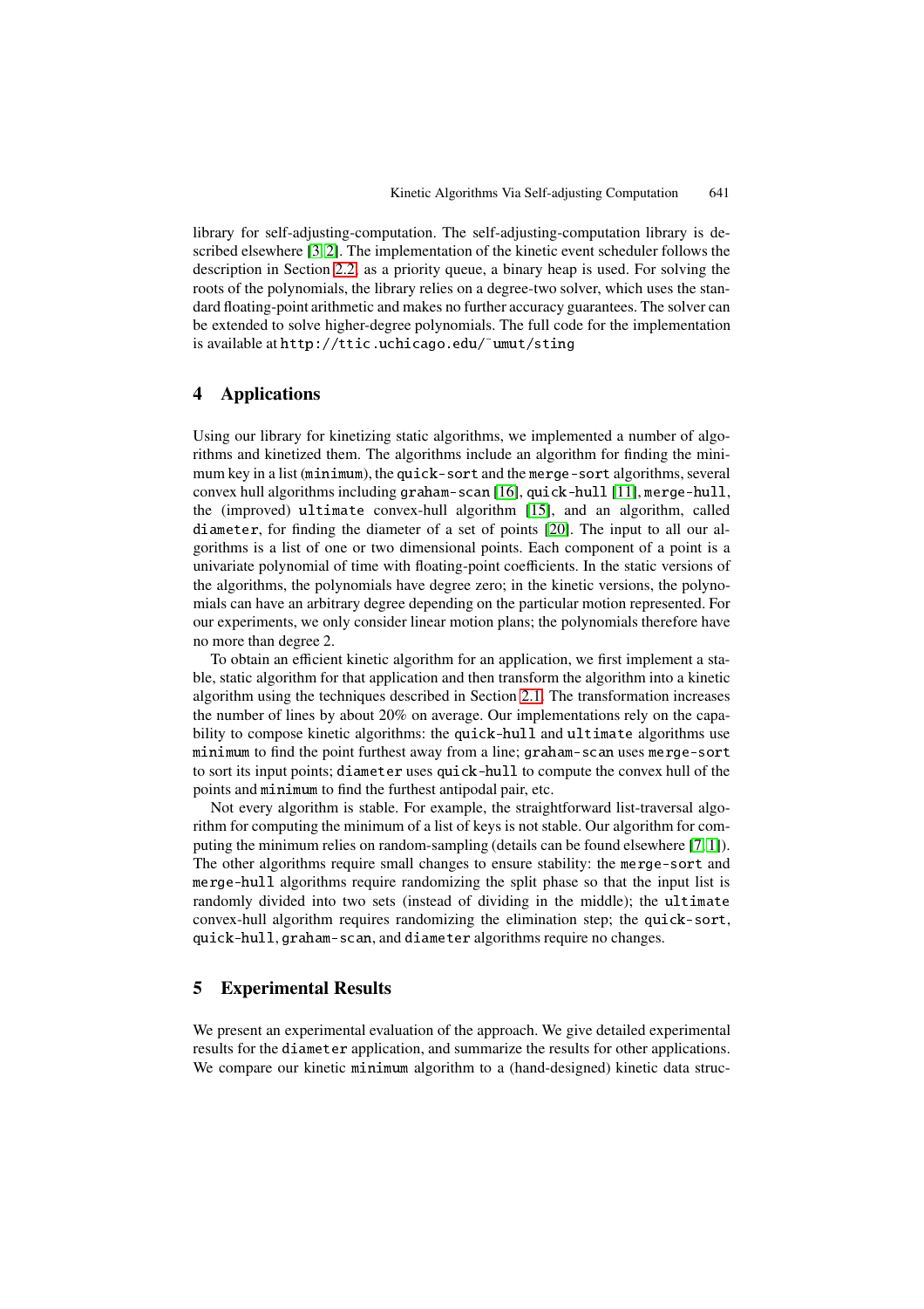library for self-adjusting-computation. The self-adjusting-computation library is described elsewhere [3, 2]. The implementation of the kinetic event scheduler follows the description in Section 2.2, as a priority queue, a binary heap is used. For solving the roots of the polynomials, the library relies on a degree-two solver, which uses the standard floating-point arithmetic and makes no further accuracy guarantees. The solver can be extended to solve higher-degree polynomials. The full code for the implementation is available at `http://ttic.uchicago.edu/~umut/sting`

## 4 Applications

Using our library for kinetizing static algorithms, we implemented a number of algorithms and kinetized them. The algorithms include an algorithm for finding the minimum key in a list (`minimum`), the `quick-sort` and the `merge-sort` algorithms, several convex hull algorithms including `graham-scan` [16], `quick-hull` [11], `merge-hull`, the (improved) `ultimate` convex-hull algorithm [15], and an algorithm, called `diameter`, for finding the diameter of a set of points [20]. The input to all our algorithms is a list of one or two dimensional points. Each component of a point is a univariate polynomial of time with floating-point coefficients. In the static versions of the algorithms, the polynomials have degree zero; in the kinetic versions, the polynomials can have an arbitrary degree depending on the particular motion represented. For our experiments, we only consider linear motion plans; the polynomials therefore have no more than degree 2.

To obtain an efficient kinetic algorithm for an application, we first implement a stable, static algorithm for that application and then transform the algorithm into a kinetic algorithm using the techniques described in Section 2.1. The transformation increases the number of lines by about 20% on average. Our implementations rely on the capability to compose kinetic algorithms: the `quick-hull` and `ultimate` algorithms use `minimum` to find the point furthest away from a line; `graham-scan` uses `merge-sort` to sort its input points; `diameter` uses `quick-hull` to compute the convex hull of the points and `minimum` to find the furthest antipodal pair, etc.

Not every algorithm is stable. For example, the straightforward list-traversal algorithm for computing the minimum of a list of keys is not stable. Our algorithm for computing the minimum relies on random-sampling (details can be found elsewhere [7, 1]). The other algorithms require small changes to ensure stability: the `merge-sort` and `merge-hull` algorithms require randomizing the split phase so that the input list is randomly divided into two sets (instead of dividing in the middle); the `ultimate` convex-hull algorithm requires randomizing the elimination step; the `quick-sort`, `quick-hull`, `graham-scan`, and `diameter` algorithms require no changes.

## 5 Experimental Results

We present an experimental evaluation of the approach. We give detailed experimental results for the `diameter` application, and summarize the results for other applications. We compare our kinetic `minimum` algorithm to a (hand-designed) kinetic data struc-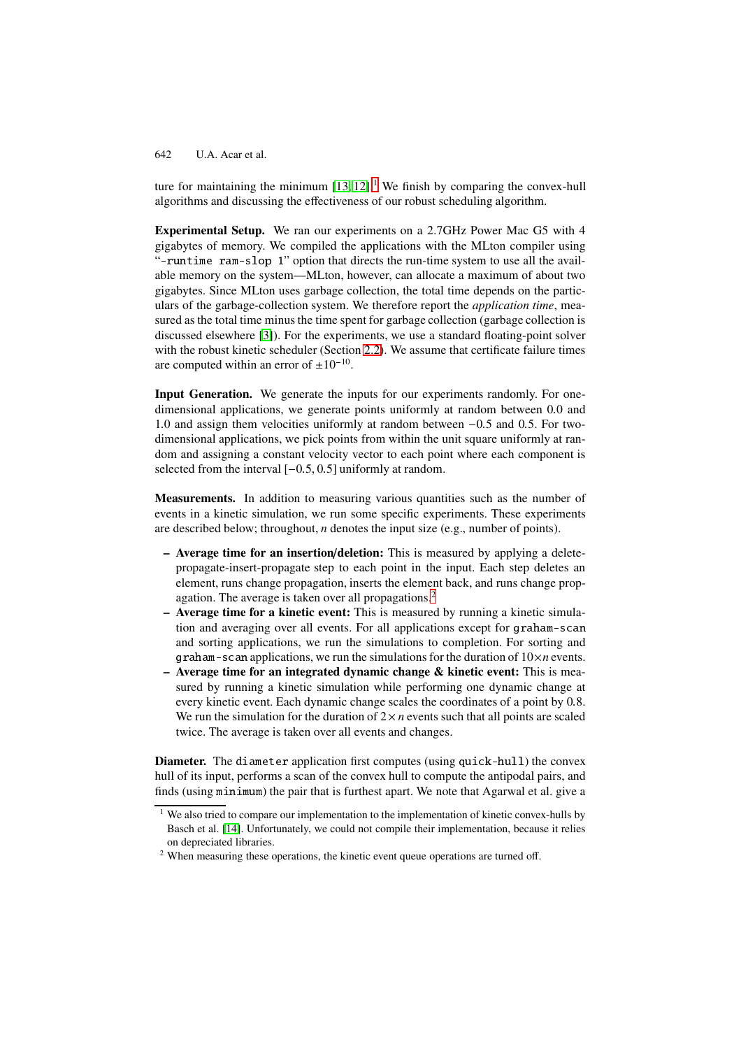ture for maintaining the minimum [13, 12].[1] We finish by comparing the convex-hull algorithms and discussing the effectiveness of our robust scheduling algorithm.

**Experimental Setup.** We ran our experiments on a 2.7GHz Power Mac G5 with 4 gigabytes of memory. We compiled the applications with the MLton compiler using "`-runtime ram-slop 1`" option that directs the run-time system to use all the available memory on the system—MLton, however, can allocate a maximum of about two gigabytes. Since MLton uses garbage collection, the total time depends on the particulars of the garbage-collection system. We therefore report the *application time*, measured as the total time minus the time spent for garbage collection (garbage collection is discussed elsewhere [3]). For the experiments, we use a standard floating-point solver with the robust kinetic scheduler (Section 2.2). We assume that certificate failure times are computed within an error of $\pm 10^{-10}$.

**Input Generation.** We generate the inputs for our experiments randomly. For one-dimensional applications, we generate points uniformly at random between 0.0 and 1.0 and assign them velocities uniformly at random between −0.5 and 0.5. For two-dimensional applications, we pick points from within the unit square uniformly at random and assigning a constant velocity vector to each point where each component is selected from the interval $[-0.5, 0.5]$ uniformly at random.

**Measurements.** In addition to measuring various quantities such as the number of events in a kinetic simulation, we run some specific experiments. These experiments are described below; throughout, $n$ denotes the input size (e.g., number of points).

- **Average time for an insertion/deletion:** This is measured by applying a delete-propagate-insert-propagate step to each point in the input. Each step deletes an element, runs change propagation, inserts the element back, and runs change propagation. The average is taken over all propagations.[2]
- **Average time for a kinetic event:** This is measured by running a kinetic simulation and averaging over all events. For all applications except for `graham-scan` and sorting applications, we run the simulations to completion. For sorting and `graham-scan` applications, we run the simulations for the duration of $10 \times n$ events.
- **Average time for an integrated dynamic change & kinetic event:** This is measured by running a kinetic simulation while performing one dynamic change at every kinetic event. Each dynamic change scales the coordinates of a point by 0.8. We run the simulation for the duration of $2 \times n$ events such that all points are scaled twice. The average is taken over all events and changes.

**Diameter.** The `diameter` application first computes (using `quick-hull`) the convex hull of its input, performs a scan of the convex hull to compute the antipodal pairs, and finds (using `minimum`) the pair that is furthest apart. We note that Agarwal et al. give a

[1] We also tried to compare our implementation to the implementation of kinetic convex-hulls by Basch et al. [14]. Unfortunately, we could not compile their implementation, because it relies on depreciated libraries.

[2] When measuring these operations, the kinetic event queue operations are turned off.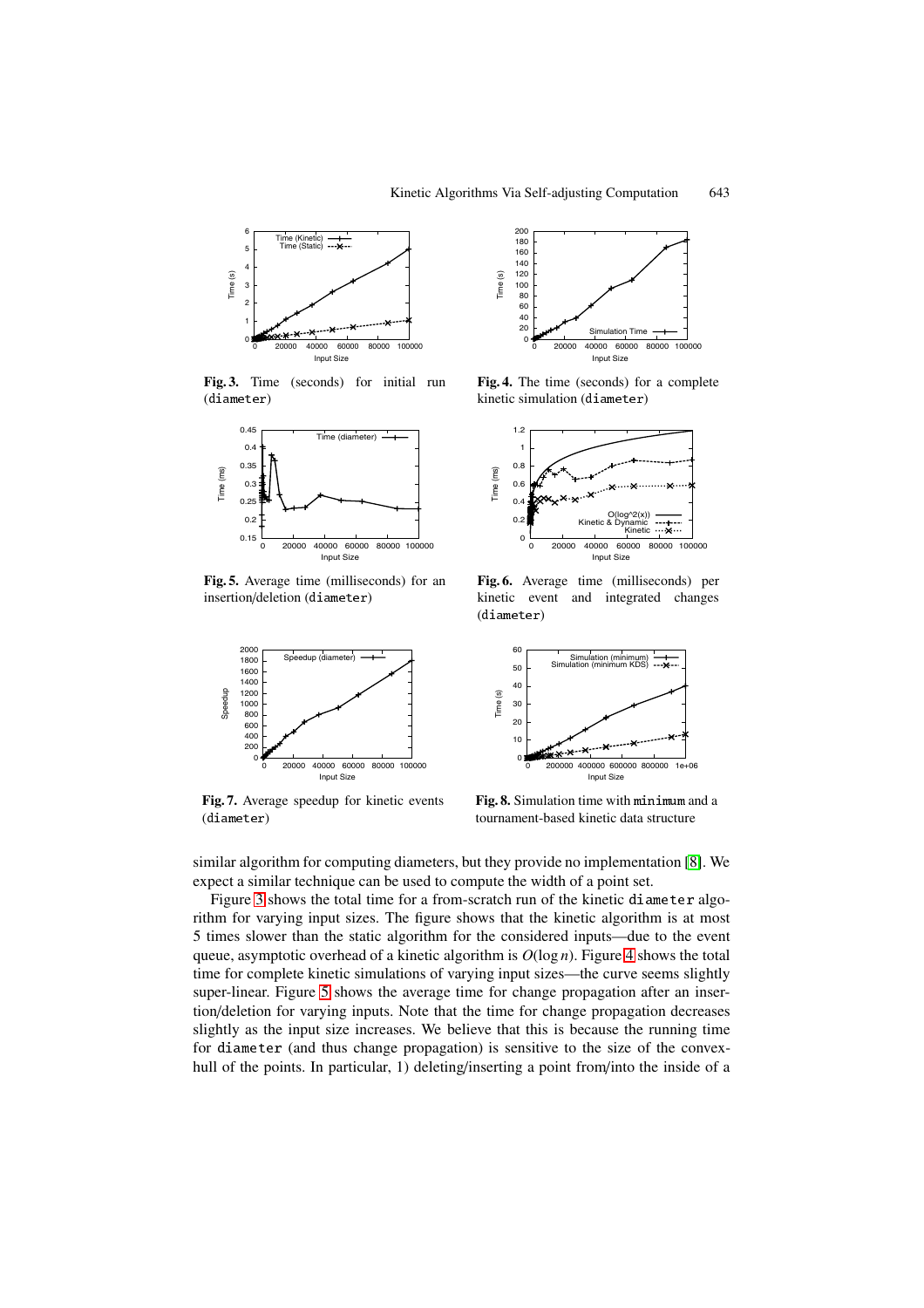Fig. 3. Time (seconds) for initial run (diameter)

Fig. 4. The time (seconds) for a complete kinetic simulation (diameter)

Fig. 5. Average time (milliseconds) for an insertion/deletion (diameter)

Fig. 6. Average time (milliseconds) per kinetic event and integrated changes (diameter)

Fig. 7. Average speedup for kinetic events (diameter)

Fig. 8. Simulation time with minimum and a tournament-based kinetic data structure

similar algorithm for computing diameters, but they provide no implementation [8]. We expect a similar technique can be used to compute the width of a point set.

Figure 3 shows the total time for a from-scratch run of the kinetic diameter algorithm for varying input sizes. The figure shows that the kinetic algorithm is at most 5 times slower than the static algorithm for the considered inputs—due to the event queue, asymptotic overhead of a kinetic algorithm is $O(\log n)$. Figure 4 shows the total time for complete kinetic simulations of varying input sizes—the curve seems slightly super-linear. Figure 5 shows the average time for change propagation after an insertion/deletion for varying inputs. Note that the time for change propagation decreases slightly as the input size increases. We believe that this is because the running time for diameter (and thus change propagation) is sensitive to the size of the convex-hull of the points. In particular, 1) deleting/inserting a point from/into the inside of a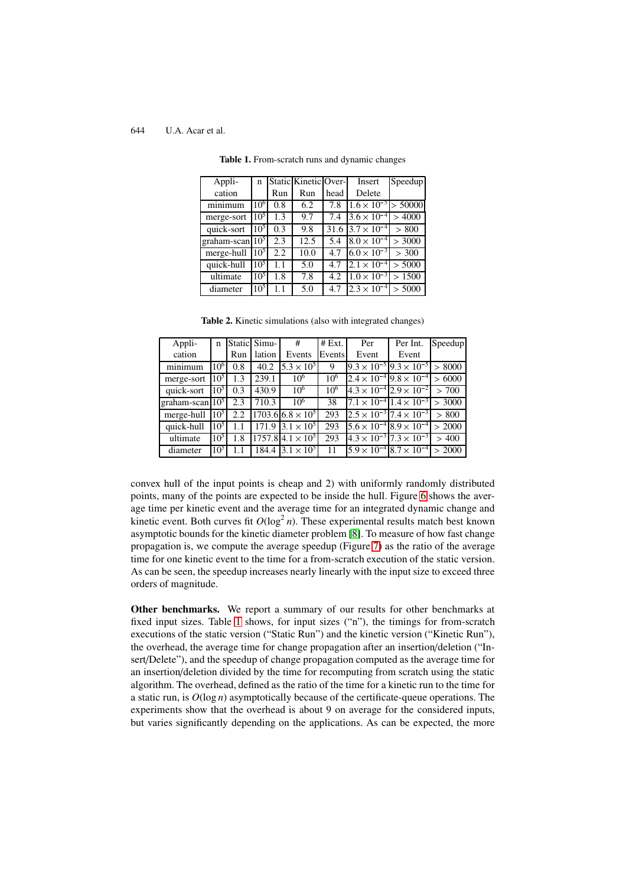**Table 1.** From-scratch runs and dynamic changes

| Application | n | Static Run | Kinetic Run | Overhead | Insert Delete | Speedup |
|---|---|---|---|---|---|---|
| minimum | $10^6$ | 0.8 | 6.2 | 7.8 | $1.6 \times 10^{-5}$ | $> 50000$ |
| merge-sort | $10^5$ | 1.3 | 9.7 | 7.4 | $3.6 \times 10^{-4}$ | $> 4000$ |
| quick-sort | $10^5$ | 0.3 | 9.8 | 31.6 | $3.7 \times 10^{-4}$ | $> 800$ |
| graham-scan | $10^5$ | 2.3 | 12.5 | 5.4 | $8.0 \times 10^{-4}$ | $> 3000$ |
| merge-hull | $10^5$ | 2.2 | 10.0 | 4.7 | $6.0 \times 10^{-3}$ | $> 300$ |
| quick-hull | $10^5$ | 1.1 | 5.0 | 4.7 | $2.1 \times 10^{-4}$ | $> 5000$ |
| ultimate | $10^5$ | 1.8 | 7.8 | 4.2 | $1.0 \times 10^{-3}$ | $> 1500$ |
| diameter | $10^5$ | 1.1 | 5.0 | 4.7 | $2.3 \times 10^{-4}$ | $> 5000$ |

**Table 2.** Kinetic simulations (also with integrated changes)

| Application | n | Static Run | Simulation | # Events | # Ext. Events | Per Event | Per Int. Event | Speedup |
|---|---|---|---|---|---|---|---|---|
| minimum | $10^6$ | 0.8 | 40.2 | $5.3 \times 10^5$ | 9 | $9.3 \times 10^{-5}$ | $9.3 \times 10^{-5}$ | $> 8000$ |
| merge-sort | $10^5$ | 1.3 | 239.1 | $10^6$ | $10^6$ | $2.4 \times 10^{-4}$ | $9.8 \times 10^{-4}$ | $> 6000$ |
| quick-sort | $10^5$ | 0.3 | 430.9 | $10^6$ | $10^6$ | $4.3 \times 10^{-4}$ | $2.9 \times 10^{-2}$ | $> 700$ |
| graham-scan | $10^5$ | 2.3 | 710.3 | $10^6$ | 38 | $7.1 \times 10^{-4}$ | $1.4 \times 10^{-3}$ | $> 3000$ |
| merge-hull | $10^5$ | 2.2 | 1703.6 | $6.8 \times 10^5$ | 293 | $2.5 \times 10^{-3}$ | $7.4 \times 10^{-3}$ | $> 800$ |
| quick-hull | $10^5$ | 1.1 | 171.9 | $3.1 \times 10^5$ | 293 | $5.6 \times 10^{-4}$ | $8.9 \times 10^{-4}$ | $> 2000$ |
| ultimate | $10^5$ | 1.8 | 1757.8 | $4.1 \times 10^5$ | 293 | $4.3 \times 10^{-3}$ | $7.3 \times 10^{-3}$ | $> 400$ |
| diameter | $10^5$ | 1.1 | 184.4 | $3.1 \times 10^5$ | 11 | $5.9 \times 10^{-4}$ | $8.7 \times 10^{-4}$ | $> 2000$ |

convex hull of the input points is cheap and 2) with uniformly randomly distributed points, many of the points are expected to be inside the hull. Figure 6 shows the average time per kinetic event and the average time for an integrated dynamic change and kinetic event. Both curves fit $O(\log^2 n)$. These experimental results match best known asymptotic bounds for the kinetic diameter problem [8]. To measure of how fast change propagation is, we compute the average speedup (Figure 7) as the ratio of the average time for one kinetic event to the time for a from-scratch execution of the static version. As can be seen, the speedup increases nearly linearly with the input size to exceed three orders of magnitude.

**Other benchmarks.** We report a summary of our results for other benchmarks at fixed input sizes. Table 1 shows, for input sizes ("n"), the timings for from-scratch executions of the static version ("Static Run") and the kinetic version ("Kinetic Run"), the overhead, the average time for change propagation after an insertion/deletion ("Insert/Delete"), and the speedup of change propagation computed as the average time for an insertion/deletion divided by the time for recomputing from scratch using the static algorithm. The overhead, defined as the ratio of the time for a kinetic run to the time for a static run, is $O(\log n)$ asymptotically because of the certificate-queue operations. The experiments show that the overhead is about 9 on average for the considered inputs, but varies significantly depending on the applications. As can be expected, the more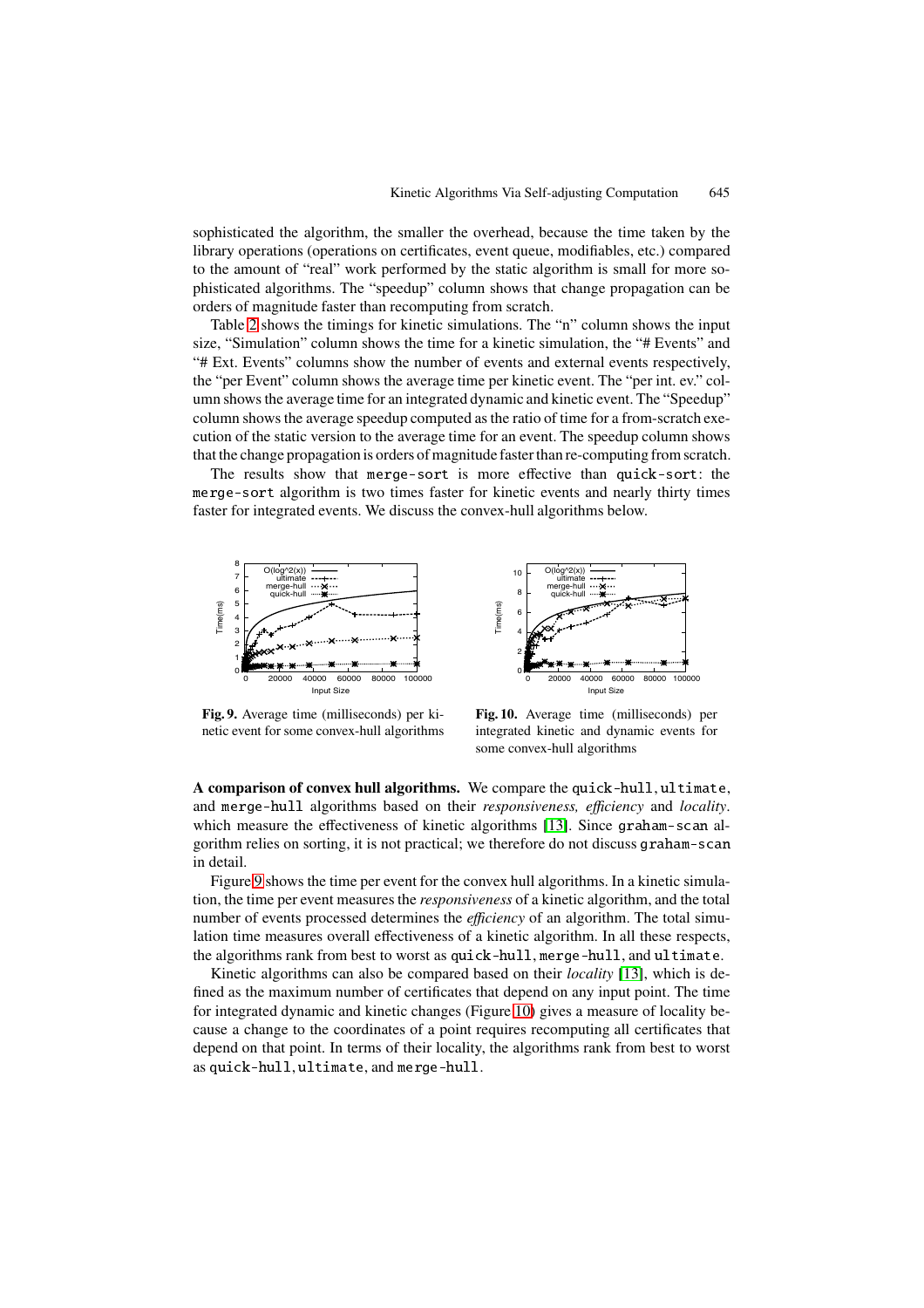sophisticated the algorithm, the smaller the overhead, because the time taken by the library operations (operations on certificates, event queue, modifiables, etc.) compared to the amount of "real" work performed by the static algorithm is small for more sophisticated algorithms. The "speedup" column shows that change propagation can be orders of magnitude faster than recomputing from scratch.

Table 2 shows the timings for kinetic simulations. The "n" column shows the input size, "Simulation" column shows the time for a kinetic simulation, the "# Events" and "# Ext. Events" columns show the number of events and external events respectively, the "per Event" column shows the average time per kinetic event. The "per int. ev." column shows the average time for an integrated dynamic and kinetic event. The "Speedup" column shows the average speedup computed as the ratio of time for a from-scratch execution of the static version to the average time for an event. The speedup column shows that the change propagation is orders of magnitude faster than re-computing from scratch.

The results show that `merge-sort` is more effective than `quick-sort`: the `merge-sort` algorithm is two times faster for kinetic events and nearly thirty times faster for integrated events. We discuss the convex-hull algorithms below.

**Fig. 9.** Average time (milliseconds) per kinetic event for some convex-hull algorithms

**Fig. 10.** Average time (milliseconds) per integrated kinetic and dynamic events for some convex-hull algorithms

**A comparison of convex hull algorithms.** We compare the `quick-hull`, `ultimate`, and `merge-hull` algorithms based on their *responsiveness, efficiency* and *locality*. which measure the effectiveness of kinetic algorithms [13]. Since `graham-scan` algorithm relies on sorting, it is not practical; we therefore do not discuss `graham-scan` in detail.

Figure 9 shows the time per event for the convex hull algorithms. In a kinetic simulation, the time per event measures the *responsiveness* of a kinetic algorithm, and the total number of events processed determines the *efficiency* of an algorithm. The total simulation time measures overall effectiveness of a kinetic algorithm. In all these respects, the algorithms rank from best to worst as `quick-hull`, `merge-hull`, and `ultimate`.

Kinetic algorithms can also be compared based on their *locality* [13], which is defined as the maximum number of certificates that depend on any input point. The time for integrated dynamic and kinetic changes (Figure 10) gives a measure of locality because a change to the coordinates of a point requires recomputing all certificates that depend on that point. In terms of their locality, the algorithms rank from best to worst as `quick-hull`, `ultimate`, and `merge-hull`.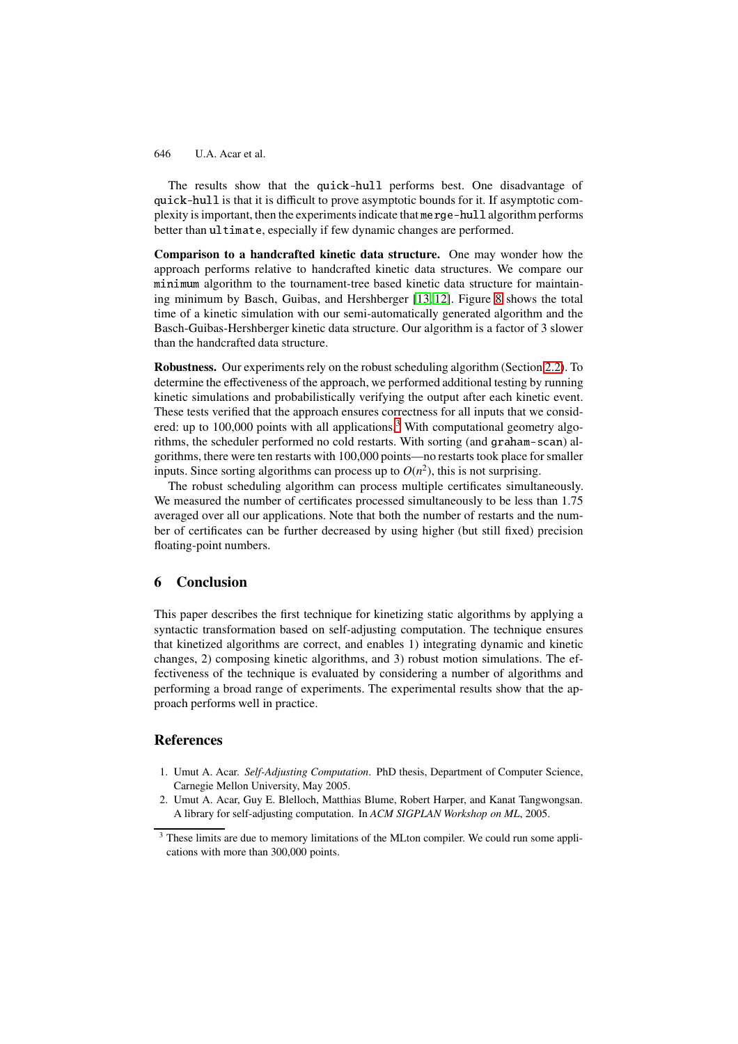The results show that the quick-hull performs best. One disadvantage of quick-hull is that it is difficult to prove asymptotic bounds for it. If asymptotic complexity is important, then the experiments indicate that merge-hull algorithm performs better than ultimate, especially if few dynamic changes are performed.

**Comparison to a handcrafted kinetic data structure.** One may wonder how the approach performs relative to handcrafted kinetic data structures. We compare our minimum algorithm to the tournament-tree based kinetic data structure for maintaining minimum by Basch, Guibas, and Hershberger [13, 12]. Figure 8 shows the total time of a kinetic simulation with our semi-automatically generated algorithm and the Basch-Guibas-Hershberger kinetic data structure. Our algorithm is a factor of 3 slower than the handcrafted data structure.

**Robustness.** Our experiments rely on the robust scheduling algorithm (Section 2.2). To determine the effectiveness of the approach, we performed additional testing by running kinetic simulations and probabilistically verifying the output after each kinetic event. These tests verified that the approach ensures correctness for all inputs that we considered: up to 100,000 points with all applications.[3] With computational geometry algorithms, the scheduler performed no cold restarts. With sorting (and graham-scan) algorithms, there were ten restarts with 100,000 points—no restarts took place for smaller inputs. Since sorting algorithms can process up to $O(n^2)$, this is not surprising.

The robust scheduling algorithm can process multiple certificates simultaneously. We measured the number of certificates processed simultaneously to be less than 1.75 averaged over all our applications. Note that both the number of restarts and the number of certificates can be further decreased by using higher (but still fixed) precision floating-point numbers.

## 6 Conclusion

This paper describes the first technique for kinetizing static algorithms by applying a syntactic transformation based on self-adjusting computation. The technique ensures that kinetized algorithms are correct, and enables 1) integrating dynamic and kinetic changes, 2) composing kinetic algorithms, and 3) robust motion simulations. The effectiveness of the technique is evaluated by considering a number of algorithms and performing a broad range of experiments. The experimental results show that the approach performs well in practice.

## References

1. Umut A. Acar. *Self-Adjusting Computation*. PhD thesis, Department of Computer Science, Carnegie Mellon University, May 2005.
2. Umut A. Acar, Guy E. Blelloch, Matthias Blume, Robert Harper, and Kanat Tangwongsan. A library for self-adjusting computation. In *ACM SIGPLAN Workshop on ML*, 2005.

[3] These limits are due to memory limitations of the MLton compiler. We could run some applications with more than 300,000 points.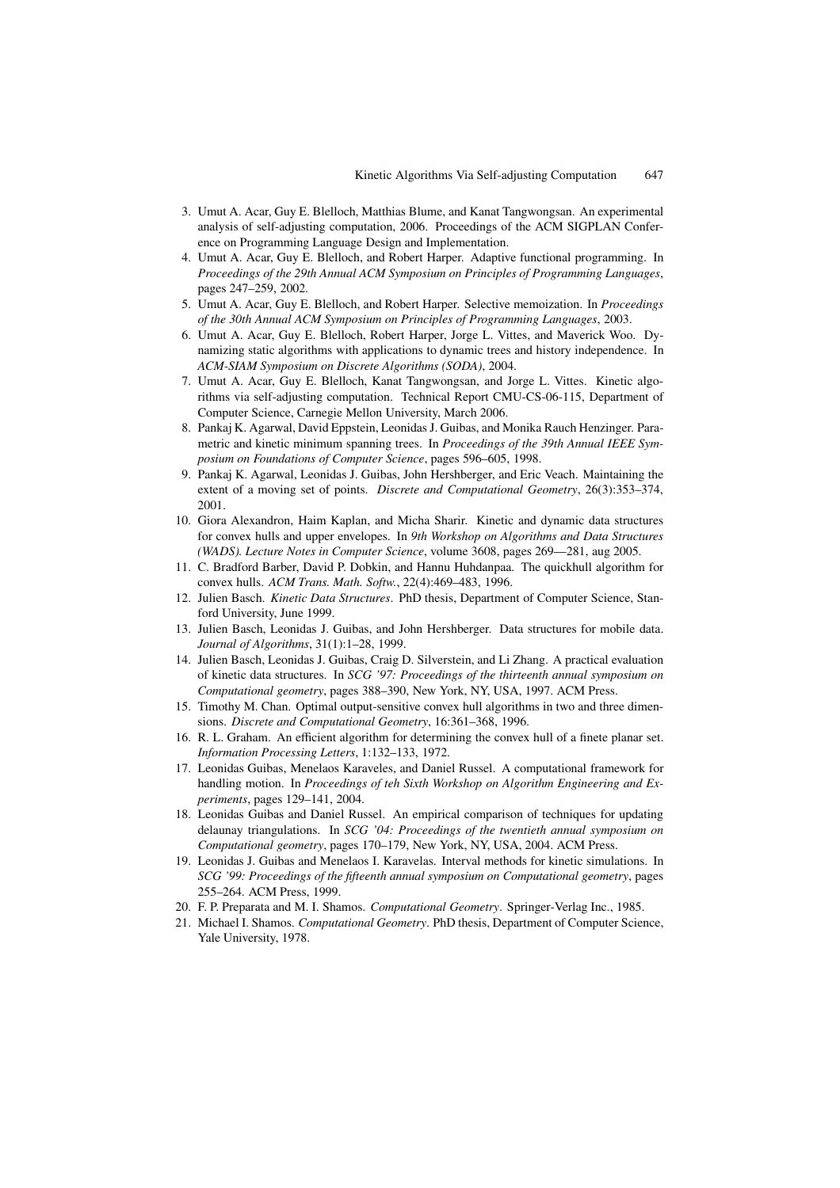3. Umut A. Acar, Guy E. Blelloch, Matthias Blume, and Kanat Tangwongsan. An experimental analysis of self-adjusting computation, 2006. Proceedings of the ACM SIGPLAN Conference on Programming Language Design and Implementation.
4. Umut A. Acar, Guy E. Blelloch, and Robert Harper. Adaptive functional programming. In *Proceedings of the 29th Annual ACM Symposium on Principles of Programming Languages*, pages 247–259, 2002.
5. Umut A. Acar, Guy E. Blelloch, and Robert Harper. Selective memoization. In *Proceedings of the 30th Annual ACM Symposium on Principles of Programming Languages*, 2003.
6. Umut A. Acar, Guy E. Blelloch, Robert Harper, Jorge L. Vittes, and Maverick Woo. Dynamizing static algorithms with applications to dynamic trees and history independence. In *ACM-SIAM Symposium on Discrete Algorithms (SODA)*, 2004.
7. Umut A. Acar, Guy E. Blelloch, Kanat Tangwongsan, and Jorge L. Vittes. Kinetic algorithms via self-adjusting computation. Technical Report CMU-CS-06-115, Department of Computer Science, Carnegie Mellon University, March 2006.
8. Pankaj K. Agarwal, David Eppstein, Leonidas J. Guibas, and Monika Rauch Henzinger. Parametric and kinetic minimum spanning trees. In *Proceedings of the 39th Annual IEEE Symposium on Foundations of Computer Science*, pages 596–605, 1998.
9. Pankaj K. Agarwal, Leonidas J. Guibas, John Hershberger, and Eric Veach. Maintaining the extent of a moving set of points. *Discrete and Computational Geometry*, 26(3):353–374, 2001.
10. Giora Alexandron, Haim Kaplan, and Micha Sharir. Kinetic and dynamic data structures for convex hulls and upper envelopes. In *9th Workshop on Algorithms and Data Structures (WADS). Lecture Notes in Computer Science*, volume 3608, pages 269—281, aug 2005.
11. C. Bradford Barber, David P. Dobkin, and Hannu Huhdanpaa. The quickhull algorithm for convex hulls. *ACM Trans. Math. Softw.*, 22(4):469–483, 1996.
12. Julien Basch. *Kinetic Data Structures*. PhD thesis, Department of Computer Science, Stanford University, June 1999.
13. Julien Basch, Leonidas J. Guibas, and John Hershberger. Data structures for mobile data. *Journal of Algorithms*, 31(1):1–28, 1999.
14. Julien Basch, Leonidas J. Guibas, Craig D. Silverstein, and Li Zhang. A practical evaluation of kinetic data structures. In *SCG '97: Proceedings of the thirteenth annual symposium on Computational geometry*, pages 388–390, New York, NY, USA, 1997. ACM Press.
15. Timothy M. Chan. Optimal output-sensitive convex hull algorithms in two and three dimensions. *Discrete and Computational Geometry*, 16:361–368, 1996.
16. R. L. Graham. An efficient algorithm for determining the convex hull of a finete planar set. *Information Processing Letters*, 1:132–133, 1972.
17. Leonidas Guibas, Menelaos Karaveles, and Daniel Russel. A computational framework for handling motion. In *Proceedings of teh Sixth Workshop on Algorithm Engineering and Experiments*, pages 129–141, 2004.
18. Leonidas Guibas and Daniel Russel. An empirical comparison of techniques for updating delaunay triangulations. In *SCG '04: Proceedings of the twentieth annual symposium on Computational geometry*, pages 170–179, New York, NY, USA, 2004. ACM Press.
19. Leonidas J. Guibas and Menelaos I. Karavelas. Interval methods for kinetic simulations. In *SCG '99: Proceedings of the fifteenth annual symposium on Computational geometry*, pages 255–264. ACM Press, 1999.
20. F. P. Preparata and M. I. Shamos. *Computational Geometry*. Springer-Verlag Inc., 1985.
21. Michael I. Shamos. *Computational Geometry*. PhD thesis, Department of Computer Science, Yale University, 1978.